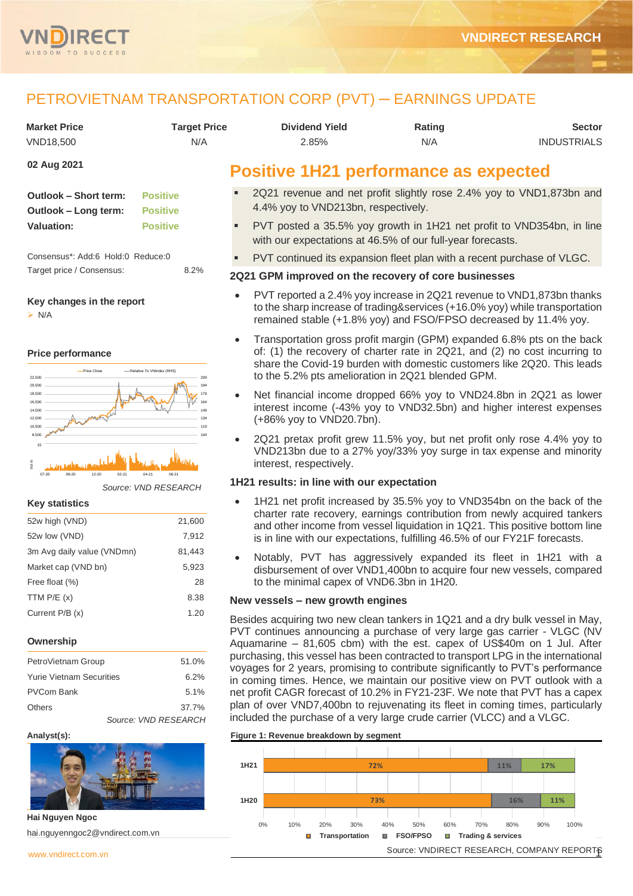# PETROVIETNAM TRANSPORTATION CORP (PVT) ─ EARNINGS UPDATE

| Market Price | Target Price | Dividend Yield | Rating | Sector |
|---|---|---|---|---|
| VND18,500 | N/A | 2.85% | N/A | INDUSTRIALS |

**02 Aug 2021**

| | |
|---|---|
| **Outlook – Short term:** | Positive |
| **Outlook – Long term:** | Positive |
| **Valuation:** | Positive |

Consensus*: Add:6 Hold:0 Reduce:0

Target price / Consensus: 8.2%

**Key changes in the report**

- N/A

**Price performance**

*Source: VND RESEARCH*

**Key statistics**

| | |
|---|---|
| 52w high (VND) | 21,600 |
| 52w low (VND) | 7,912 |
| 3m Avg daily value (VNDmn) | 81,443 |
| Market cap (VND bn) | 5,923 |
| Free float (%) | 28 |
| TTM P/E (x) | 8.38 |
| Current P/B (x) | 1.20 |

**Ownership**

| | |
|---|---|
| PetroVietnam Group | 51.0% |
| Yurie Vietnam Securities | 6.2% |
| PVCom Bank | 5.1% |
| Others | 37.7% |

*Source: VND RESEARCH*

**Analyst(s):**

**Hai Nguyen Ngoc**

hai.nguyenngoc2@vndirect.com.vn

## Positive 1H21 performance as expected

- 2Q21 revenue and net profit slightly rose 2.4% yoy to VND1,873bn and 4.4% yoy to VND213bn, respectively.
- PVT posted a 35.5% yoy growth in 1H21 net profit to VND354bn, in line with our expectations at 46.5% of our full-year forecasts.
- PVT continued its expansion fleet plan with a recent purchase of VLGC.

### 2Q21 GPM improved on the recovery of core businesses

- PVT reported a 2.4% yoy increase in 2Q21 revenue to VND1,873bn thanks to the sharp increase of trading&services (+16.0% yoy) while transportation remained stable (+1.8% yoy) and FSO/FPSO decreased by 11.4% yoy.
- Transportation gross profit margin (GPM) expanded 6.8% pts on the back of: (1) the recovery of charter rate in 2Q21, and (2) no cost incurring to share the Covid-19 burden with domestic customers like 2Q20. This leads to the 5.2% pts amelioration in 2Q21 blended GPM.
- Net financial income dropped 66% yoy to VND24.8bn in 2Q21 as lower interest income (-43% yoy to VND32.5bn) and higher interest expenses (+86% yoy to VND20.7bn).
- 2Q21 pretax profit grew 11.5% yoy, but net profit only rose 4.4% yoy to VND213bn due to a 27% yoy/33% yoy surge in tax expense and minority interest, respectively.

### 1H21 results: in line with our expectation

- 1H21 net profit increased by 35.5% yoy to VND354bn on the back of the charter rate recovery, earnings contribution from newly acquired tankers and other income from vessel liquidation in 1Q21. This positive bottom line is in line with our expectations, fulfilling 46.5% of our FY21F forecasts.
- Notably, PVT has aggressively expanded its fleet in 1H21 with a disbursement of over VND1,400bn to acquire four new vessels, compared to the minimal capex of VND6.3bn in 1H20.

### New vessels – new growth engines

Besides acquiring two new clean tankers in 1Q21 and a dry bulk vessel in May, PVT continues announcing a purchase of very large gas carrier - VLGC (NV Aquamarine – 81,605 cbm) with the est. capex of US$40m on 1 Jul. After purchasing, this vessel has been contracted to transport LPG in the international voyages for 2 years, promising to contribute significantly to PVT's performance in coming times. Hence, we maintain our positive view on PVT outlook with a net profit CAGR forecast of 10.2% in FY21-23F. We note that PVT has a capex plan of over VND7,400bn to rejuvenating its fleet in coming times, particularly included the purchase of a very large crude carrier (VLCC) and a VLGC.

**Figure 1: Revenue breakdown by segment**

| | Transportation | FSO/FPSO | Trading & services |
|---|---|---|---|
| 1H21 | 72% | 11% | 17% |
| 1H20 | 73% | 16% | 11% |

Source: VNDIRECT RESEARCH, COMPANY REPORTS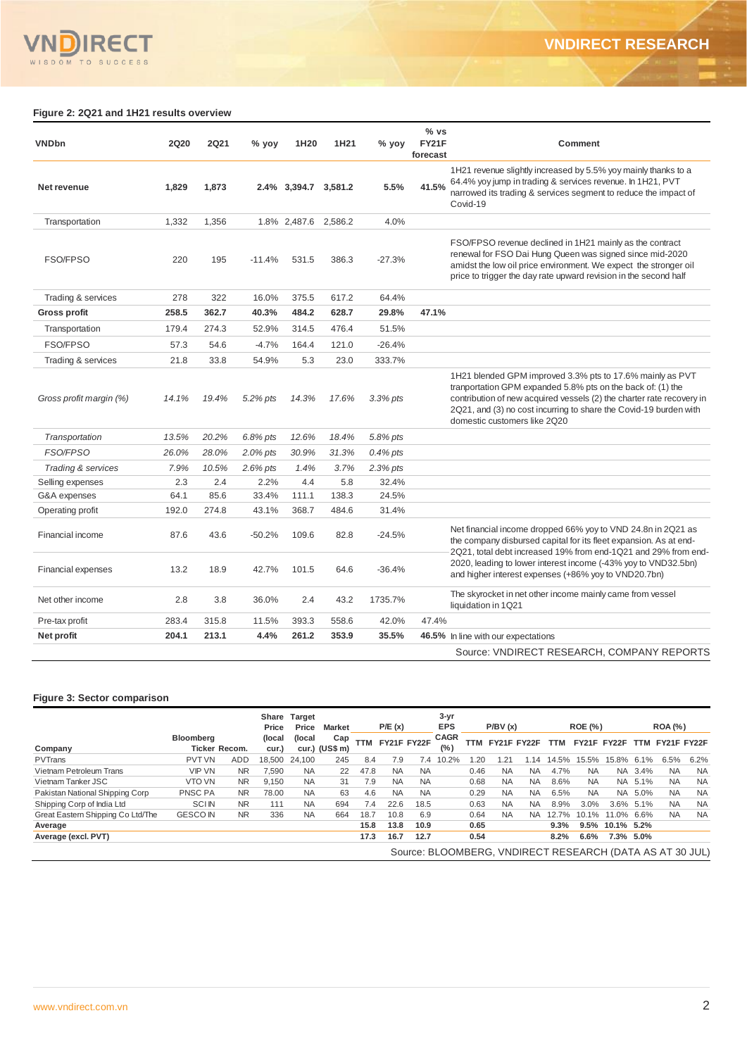**Figure 2: 2Q21 and 1H21 results overview**

| VNDbn | 2Q20 | 2Q21 | % yoy | 1H20 | 1H21 | % yoy | % vs FY21F forecast | Comment |
|---|---|---|---|---|---|---|---|---|
| **Net revenue** | **1,829** | **1,873** | **2.4%** | **3,394.7** | **3,581.2** | **5.5%** | **41.5%** | 1H21 revenue slightly increased by 5.5% yoy mainly thanks to a 64.4% yoy jump in trading & services revenue. In 1H21, PVT narrowed its trading & services segment to reduce the impact of Covid-19 |
| Transportation | 1,332 | 1,356 | 1.8% | 2,487.6 | 2,586.2 | 4.0% | | |
| FSO/FPSO | 220 | 195 | -11.4% | 531.5 | 386.3 | -27.3% | | FSO/FPSO revenue declined in 1H21 mainly as the contract renewal for FSO Dai Hung Queen was signed since mid-2020 amidst the low oil price environment. We expect the stronger oil price to trigger the day rate upward revision in the second half |
| Trading & services | 278 | 322 | 16.0% | 375.5 | 617.2 | 64.4% | | |
| **Gross profit** | **258.5** | **362.7** | **40.3%** | **484.2** | **628.7** | **29.8%** | **47.1%** | |
| Transportation | 179.4 | 274.3 | 52.9% | 314.5 | 476.4 | 51.5% | | |
| FSO/FPSO | 57.3 | 54.6 | -4.7% | 164.4 | 121.0 | -26.4% | | |
| Trading & services | 21.8 | 33.8 | 54.9% | 5.3 | 23.0 | 333.7% | | |
| *Gross profit margin (%)* | *14.1%* | *19.4%* | *5.2% pts* | *14.3%* | *17.6%* | *3.3% pts* | | 1H21 blended GPM improved 3.3% pts to 17.6% mainly as PVT tranportation GPM expanded 5.8% pts on the back of: (1) the contribution of new acquired vessels (2) the charter rate recovery in 2Q21, and (3) no cost incurring to share the Covid-19 burden with domestic customers like 2Q20 |
| *Transportation* | *13.5%* | *20.2%* | *6.8% pts* | *12.6%* | *18.4%* | *5.8% pts* | | |
| *FSO/FPSO* | *26.0%* | *28.0%* | *2.0% pts* | *30.9%* | *31.3%* | *0.4% pts* | | |
| *Trading & services* | *7.9%* | *10.5%* | *2.6% pts* | *1.4%* | *3.7%* | *2.3% pts* | | |
| Selling expenses | 2.3 | 2.4 | 2.2% | 4.4 | 5.8 | 32.4% | | |
| G&A expenses | 64.1 | 85.6 | 33.4% | 111.1 | 138.3 | 24.5% | | |
| Operating profit | 192.0 | 274.8 | 43.1% | 368.7 | 484.6 | 31.4% | | |
| Financial income | 87.6 | 43.6 | -50.2% | 109.6 | 82.8 | -24.5% | | Net financial income dropped 66% yoy to VND 24.8n in 2Q21 as the company disbursed capital for its fleet expansion. As at end-2Q21, total debt increased 19% from end-1Q21 and 29% from end-2020, leading to lower interest income (-43% yoy to VND32.5bn) and higher interest expenses (+86% yoy to VND20.7bn) |
| Financial expenses | 13.2 | 18.9 | 42.7% | 101.5 | 64.6 | -36.4% | | |
| Net other income | 2.8 | 3.8 | 36.0% | 2.4 | 43.2 | 1735.7% | | The skyrocket in net other income mainly came from vessel liquidation in 1Q21 |
| Pre-tax profit | 283.4 | 315.8 | 11.5% | 393.3 | 558.6 | 42.0% | 47.4% | |
| **Net profit** | **204.1** | **213.1** | **4.4%** | **261.2** | **353.9** | **35.5%** | **46.5%** | In line with our expectations |

Source: VNDIRECT RESEARCH, COMPANY REPORTS

**Figure 3: Sector comparison**

| Company | Bloomberg Ticker | Recom. | Share Price (local cur.) | Target Price (local cur.) | Market Cap (US$ m) | P/E (x) TTM | P/E (x) FY21F | P/E (x) FY22F | 3-yr EPS CAGR (%) | P/BV (x) TTM | P/BV (x) FY21F | P/BV (x) FY22F | ROE (%) TTM | ROE (%) FY21F | ROE (%) FY22F | ROA (%) TTM | ROA (%) FY21F | ROA (%) FY22F |
|---|---|---|---|---|---|---|---|---|---|---|---|---|---|---|---|---|---|---|
| PVTrans | PVT VN | ADD | 18,500 | 24,100 | 245 | 8.4 | 7.9 | 7.4 | 10.2% | 1.20 | 1.21 | 1.14 | 14.5% | 15.5% | 15.8% | 6.1% | 6.5% | 6.2% |
| Vietnam Petroleum Trans | VIP VN | NR | 7,590 | NA | 22 | 47.8 | NA | NA | | 0.46 | NA | NA | 4.7% | NA | NA | 3.4% | NA | NA |
| Vietnam Tanker JSC | VTO VN | NR | 9,150 | NA | 31 | 7.9 | NA | NA | | 0.68 | NA | NA | 8.6% | NA | NA | 5.1% | NA | NA |
| Pakistan National Shipping Corp | PNSC PA | NR | 78.00 | NA | 63 | 4.6 | NA | NA | | 0.29 | NA | NA | 6.5% | NA | NA | 5.0% | NA | NA |
| Shipping Corp of India Ltd | SCI IN | NR | 111 | NA | 694 | 7.4 | 22.6 | 18.5 | | 0.63 | NA | NA | 8.9% | 3.0% | 3.6% | 5.1% | NA | NA |
| Great Eastern Shipping Co Ltd/The | GESCO IN | NR | 336 | NA | 664 | 18.7 | 10.8 | 6.9 | | 0.64 | NA | NA | 12.7% | 10.1% | 11.0% | 6.6% | NA | NA |
| **Average** | | | | | | **15.8** | **13.8** | **10.9** | | **0.65** | | | **9.3%** | **9.5%** | **10.1%** | **5.2%** | | |
| **Average (excl. PVT)** | | | | | | **17.3** | **16.7** | **12.7** | | **0.54** | | | **8.2%** | **6.6%** | **7.3%** | **5.0%** | | |

Source: BLOOMBERG, VNDIRECT RESEARCH (DATA AS AT 30 JUL)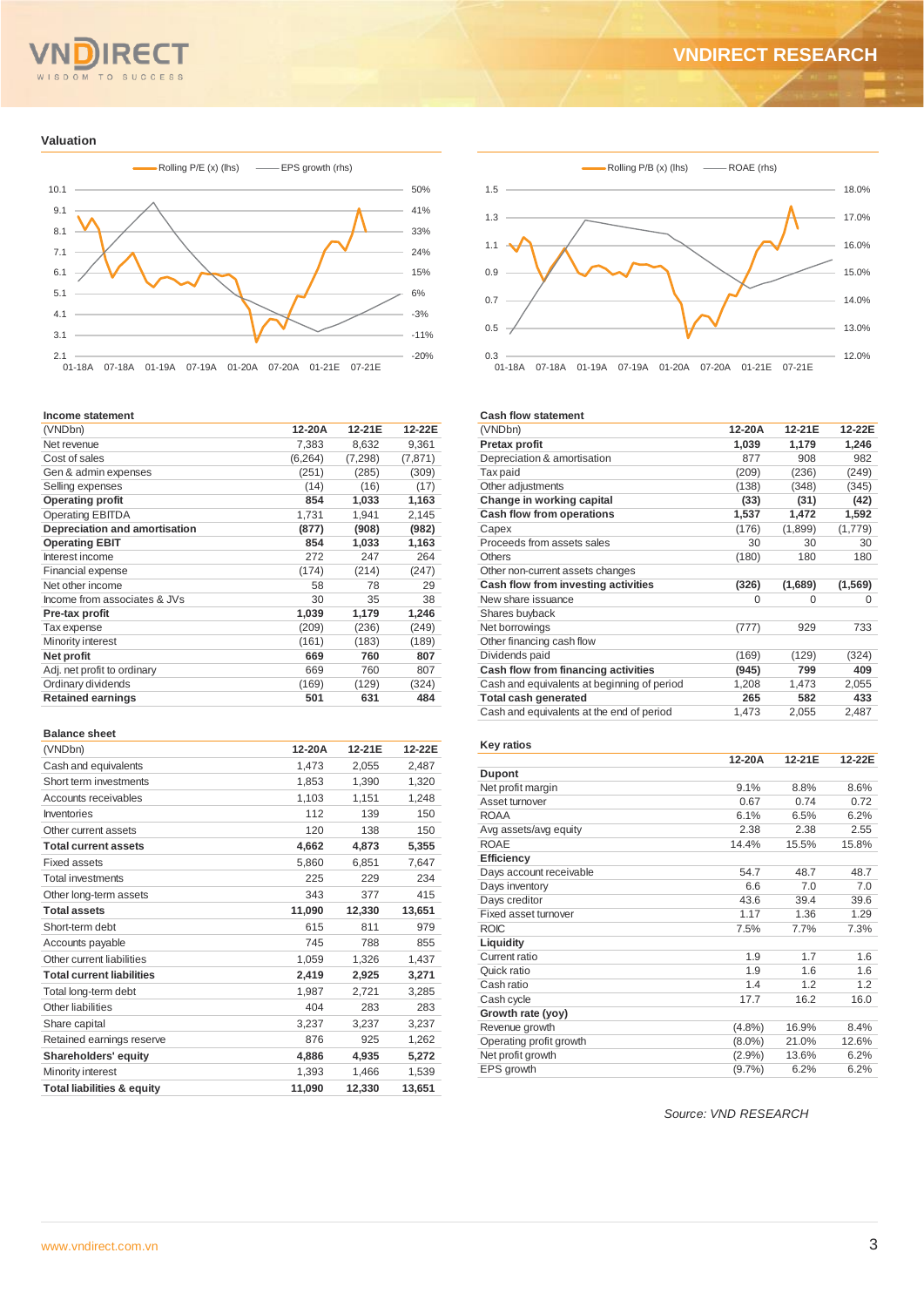## Valuation

Rolling P/E (x) (lhs) — EPS growth (rhs)

Rolling P/B (x) (lhs) — ROAE (rhs)

### Income statement

| (VNDbn) | 12-20A | 12-21E | 12-22E |
|---|---|---|---|
| Net revenue | 7,383 | 8,632 | 9,361 |
| Cost of sales | (6,264) | (7,298) | (7,871) |
| Gen & admin expenses | (251) | (285) | (309) |
| Selling expenses | (14) | (16) | (17) |
| **Operating profit** | **854** | **1,033** | **1,163** |
| Operating EBITDA | 1,731 | 1,941 | 2,145 |
| **Depreciation and amortisation** | **(877)** | **(908)** | **(982)** |
| **Operating EBIT** | **854** | **1,033** | **1,163** |
| Interest income | 272 | 247 | 264 |
| Financial expense | (174) | (214) | (247) |
| Net other income | 58 | 78 | 29 |
| Income from associates & JVs | 30 | 35 | 38 |
| **Pre-tax profit** | **1,039** | **1,179** | **1,246** |
| Tax expense | (209) | (236) | (249) |
| Minority interest | (161) | (183) | (189) |
| **Net profit** | **669** | **760** | **807** |
| Adj. net profit to ordinary | 669 | 760 | 807 |
| Ordinary dividends | (169) | (129) | (324) |
| **Retained earnings** | **501** | **631** | **484** |

### Balance sheet

| (VNDbn) | 12-20A | 12-21E | 12-22E |
|---|---|---|---|
| Cash and equivalents | 1,473 | 2,055 | 2,487 |
| Short term investments | 1,853 | 1,390 | 1,320 |
| Accounts receivables | 1,103 | 1,151 | 1,248 |
| Inventories | 112 | 139 | 150 |
| Other current assets | 120 | 138 | 150 |
| **Total current assets** | **4,662** | **4,873** | **5,355** |
| Fixed assets | 5,860 | 6,851 | 7,647 |
| Total investments | 225 | 229 | 234 |
| Other long-term assets | 343 | 377 | 415 |
| **Total assets** | **11,090** | **12,330** | **13,651** |
| Short-term debt | 615 | 811 | 979 |
| Accounts payable | 745 | 788 | 855 |
| Other current liabilities | 1,059 | 1,326 | 1,437 |
| **Total current liabilities** | **2,419** | **2,925** | **3,271** |
| Total long-term debt | 1,987 | 2,721 | 3,285 |
| Other liabilities | 404 | 283 | 283 |
| Share capital | 3,237 | 3,237 | 3,237 |
| Retained earnings reserve | 876 | 925 | 1,262 |
| **Shareholders' equity** | **4,886** | **4,935** | **5,272** |
| Minority interest | 1,393 | 1,466 | 1,539 |
| **Total liabilities & equity** | **11,090** | **12,330** | **13,651** |

### Cash flow statement

| (VNDbn) | 12-20A | 12-21E | 12-22E |
|---|---|---|---|
| **Pretax profit** | **1,039** | **1,179** | **1,246** |
| Depreciation & amortisation | 877 | 908 | 982 |
| Tax paid | (209) | (236) | (249) |
| Other adjustments | (138) | (348) | (345) |
| **Change in working capital** | **(33)** | **(31)** | **(42)** |
| **Cash flow from operations** | **1,537** | **1,472** | **1,592** |
| Capex | (176) | (1,899) | (1,779) |
| Proceeds from assets sales | 30 | 30 | 30 |
| Others | (180) | 180 | 180 |
| Other non-current assets changes | | | |
| **Cash flow from investing activities** | **(326)** | **(1,689)** | **(1,569)** |
| New share issuance | 0 | 0 | 0 |
| Shares buyback | | | |
| Net borrowings | (777) | 929 | 733 |
| Other financing cash flow | | | |
| Dividends paid | (169) | (129) | (324) |
| **Cash flow from financing activities** | **(945)** | **799** | **409** |
| Cash and equivalents at beginning of period | 1,208 | 1,473 | 2,055 |
| **Total cash generated** | **265** | **582** | **433** |
| Cash and equivalents at the end of period | 1,473 | 2,055 | 2,487 |

### Key ratios

| | 12-20A | 12-21E | 12-22E |
|---|---|---|---|
| **Dupont** | | | |
| Net profit margin | 9.1% | 8.8% | 8.6% |
| Asset turnover | 0.67 | 0.74 | 0.72 |
| ROAA | 6.1% | 6.5% | 6.2% |
| Avg assets/avg equity | 2.38 | 2.38 | 2.55 |
| ROAE | 14.4% | 15.5% | 15.8% |
| **Efficiency** | | | |
| Days account receivable | 54.7 | 48.7 | 48.7 |
| Days inventory | 6.6 | 7.0 | 7.0 |
| Days creditor | 43.6 | 39.4 | 39.6 |
| Fixed asset turnover | 1.17 | 1.36 | 1.29 |
| ROIC | 7.5% | 7.7% | 7.3% |
| **Liquidity** | | | |
| Current ratio | 1.9 | 1.7 | 1.6 |
| Quick ratio | 1.9 | 1.6 | 1.6 |
| Cash ratio | 1.4 | 1.2 | 1.2 |
| Cash cycle | 17.7 | 16.2 | 16.0 |
| **Growth rate (yoy)** | | | |
| Revenue growth | (4.8%) | 16.9% | 8.4% |
| Operating profit growth | (8.0%) | 21.0% | 12.6% |
| Net profit growth | (2.9%) | 13.6% | 6.2% |
| EPS growth | (9.7%) | 6.2% | 6.2% |

*Source: VND RESEARCH*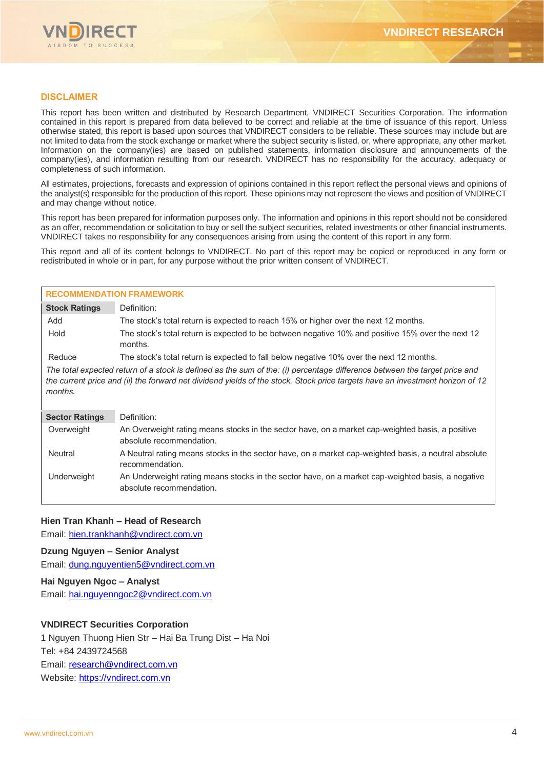## DISCLAIMER

This report has been written and distributed by Research Department, VNDIRECT Securities Corporation. The information contained in this report is prepared from data believed to be correct and reliable at the time of issuance of this report. Unless otherwise stated, this report is based upon sources that VNDIRECT considers to be reliable. These sources may include but are not limited to data from the stock exchange or market where the subject security is listed, or, where appropriate, any other market. Information on the company(ies) are based on published statements, information disclosure and announcements of the company(ies), and information resulting from our research. VNDIRECT has no responsibility for the accuracy, adequacy or completeness of such information.

All estimates, projections, forecasts and expression of opinions contained in this report reflect the personal views and opinions of the analyst(s) responsible for the production of this report. These opinions may not represent the views and position of VNDIRECT and may change without notice.

This report has been prepared for information purposes only. The information and opinions in this report should not be considered as an offer, recommendation or solicitation to buy or sell the subject securities, related investments or other financial instruments. VNDIRECT takes no responsibility for any consequences arising from using the content of this report in any form.

This report and all of its content belongs to VNDIRECT. No part of this report may be copied or reproduced in any form or redistributed in whole or in part, for any purpose without the prior written consent of VNDIRECT.

### RECOMMENDATION FRAMEWORK

| Stock Ratings | Definition: |
|---|---|
| Add | The stock's total return is expected to reach 15% or higher over the next 12 months. |
| Hold | The stock's total return is expected to be between negative 10% and positive 15% over the next 12 months. |
| Reduce | The stock's total return is expected to fall below negative 10% over the next 12 months. |

*The total expected return of a stock is defined as the sum of the: (i) percentage difference between the target price and the current price and (ii) the forward net dividend yields of the stock. Stock price targets have an investment horizon of 12 months.*

| Sector Ratings | Definition: |
|---|---|
| Overweight | An Overweight rating means stocks in the sector have, on a market cap-weighted basis, a positive absolute recommendation. |
| Neutral | A Neutral rating means stocks in the sector have, on a market cap-weighted basis, a neutral absolute recommendation. |
| Underweight | An Underweight rating means stocks in the sector have, on a market cap-weighted basis, a negative absolute recommendation. |

**Hien Tran Khanh – Head of Research**
Email: hien.trankhanh@vndirect.com.vn

**Dzung Nguyen – Senior Analyst**
Email: dung.nguyentien5@vndirect.com.vn

**Hai Nguyen Ngoc – Analyst**
Email: hai.nguyenngoc2@vndirect.com.vn

**VNDIRECT Securities Corporation**
1 Nguyen Thuong Hien Str – Hai Ba Trung Dist – Ha Noi
Tel: +84 2439724568
Email: research@vndirect.com.vn
Website: https://vndirect.com.vn